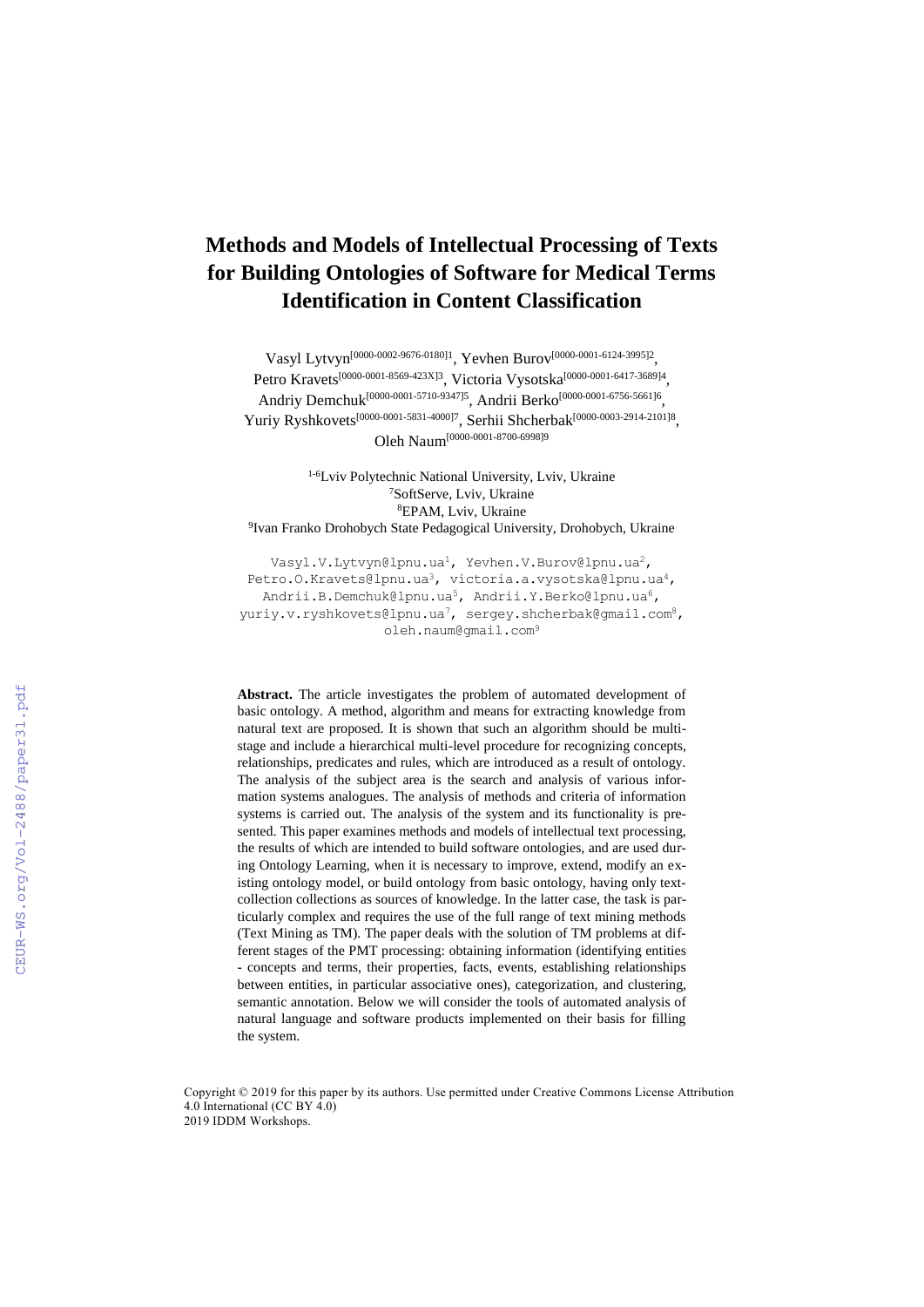# Methods and Models of Intellectual Processing of Texts for Building Ontologies of Software for Medical Terms Identification in Content Classification

Vasyl Lytvyn[0000-0002-9676-0180]1, Yevhen Burov[0000-0001-6124-3995]2, Petro Kravets[0000-0001-8569-423X]3, Victoria Vysotska[0000-0001-6417-3689]4, Andriy Demchuk[0000-0001-5710-9347]5, Andrii Berko[0000-0001-6756-5661]6, Yuriy Ryshkovets[0000-0001-5831-4000]7, Serhii Shcherbak[0000-0003-2914-2101]8, Oleh Naum[0000-0001-8700-6998]9

[1-6]Lviv Polytechnic National University, Lviv, Ukraine
[7]SoftServe, Lviv, Ukraine
[8]EPAM, Lviv, Ukraine
[9]Ivan Franko Drohobych State Pedagogical University, Drohobych, Ukraine

Vasyl.V.Lytvyn@lpnu.ua[1], Yevhen.V.Burov@lpnu.ua[2], Petro.O.Kravets@lpnu.ua[3], victoria.a.vysotska@lpnu.ua[4], Andrii.B.Demchuk@lpnu.ua[5], Andrii.Y.Berko@lpnu.ua[6], yuriy.v.ryshkovets@lpnu.ua[7], sergey.shcherbak@gmail.com[8], oleh.naum@gmail.com[9]

**Abstract.** The article investigates the problem of automated development of basic ontology. A method, algorithm and means for extracting knowledge from natural text are proposed. It is shown that such an algorithm should be multi-stage and include a hierarchical multi-level procedure for recognizing concepts, relationships, predicates and rules, which are introduced as a result of ontology. The analysis of the subject area is the search and analysis of various information systems analogues. The analysis of methods and criteria of information systems is carried out. The analysis of the system and its functionality is presented. This paper examines methods and models of intellectual text processing, the results of which are intended to build software ontologies, and are used during Ontology Learning, when it is necessary to improve, extend, modify an existing ontology model, or build ontology from basic ontology, having only text-collection collections as sources of knowledge. In the latter case, the task is particularly complex and requires the use of the full range of text mining methods (Text Mining as TM). The paper deals with the solution of TM problems at different stages of the PMT processing: obtaining information (identifying entities - concepts and terms, their properties, facts, events, establishing relationships between entities, in particular associative ones), categorization, and clustering, semantic annotation. Below we will consider the tools of automated analysis of natural language and software products implemented on their basis for filling the system.

Copyright © 2019 for this paper by its authors. Use permitted under Creative Commons License Attribution 4.0 International (CC BY 4.0)
2019 IDDM Workshops.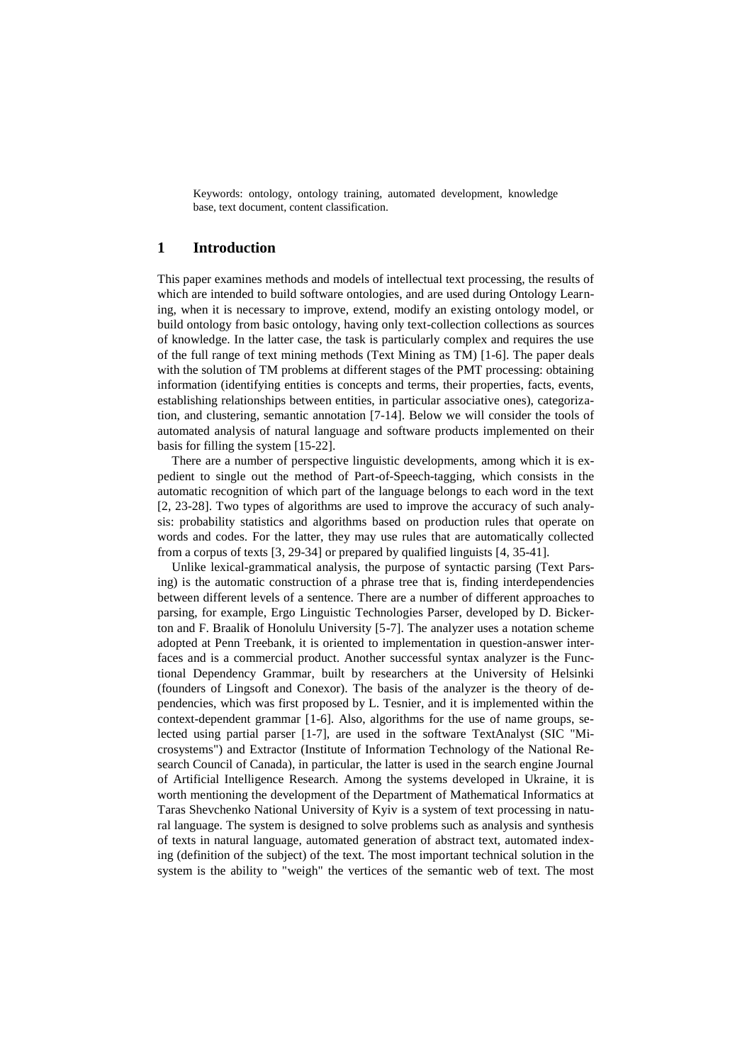Keywords: ontology, ontology training, automated development, knowledge base, text document, content classification.

## 1 Introduction

This paper examines methods and models of intellectual text processing, the results of which are intended to build software ontologies, and are used during Ontology Learning, when it is necessary to improve, extend, modify an existing ontology model, or build ontology from basic ontology, having only text-collection collections as sources of knowledge. In the latter case, the task is particularly complex and requires the use of the full range of text mining methods (Text Mining as TM) [1-6]. The paper deals with the solution of TM problems at different stages of the PMT processing: obtaining information (identifying entities is concepts and terms, their properties, facts, events, establishing relationships between entities, in particular associative ones), categorization, and clustering, semantic annotation [7-14]. Below we will consider the tools of automated analysis of natural language and software products implemented on their basis for filling the system [15-22].

There are a number of perspective linguistic developments, among which it is expedient to single out the method of Part-of-Speech-tagging, which consists in the automatic recognition of which part of the language belongs to each word in the text [2, 23-28]. Two types of algorithms are used to improve the accuracy of such analysis: probability statistics and algorithms based on production rules that operate on words and codes. For the latter, they may use rules that are automatically collected from a corpus of texts [3, 29-34] or prepared by qualified linguists [4, 35-41].

Unlike lexical-grammatical analysis, the purpose of syntactic parsing (Text Parsing) is the automatic construction of a phrase tree that is, finding interdependencies between different levels of a sentence. There are a number of different approaches to parsing, for example, Ergo Linguistic Technologies Parser, developed by D. Bickerton and F. Braalik of Honolulu University [5-7]. The analyzer uses a notation scheme adopted at Penn Treebank, it is oriented to implementation in question-answer interfaces and is a commercial product. Another successful syntax analyzer is the Functional Dependency Grammar, built by researchers at the University of Helsinki (founders of Lingsoft and Conexor). The basis of the analyzer is the theory of dependencies, which was first proposed by L. Tesnier, and it is implemented within the context-dependent grammar [1-6]. Also, algorithms for the use of name groups, selected using partial parser [1-7], are used in the software TextAnalyst (SIC "Microsystems") and Extractor (Institute of Information Technology of the National Research Council of Canada), in particular, the latter is used in the search engine Journal of Artificial Intelligence Research. Among the systems developed in Ukraine, it is worth mentioning the development of the Department of Mathematical Informatics at Taras Shevchenko National University of Kyiv is a system of text processing in natural language. The system is designed to solve problems such as analysis and synthesis of texts in natural language, automated generation of abstract text, automated indexing (definition of the subject) of the text. The most important technical solution in the system is the ability to "weigh" the vertices of the semantic web of text. The most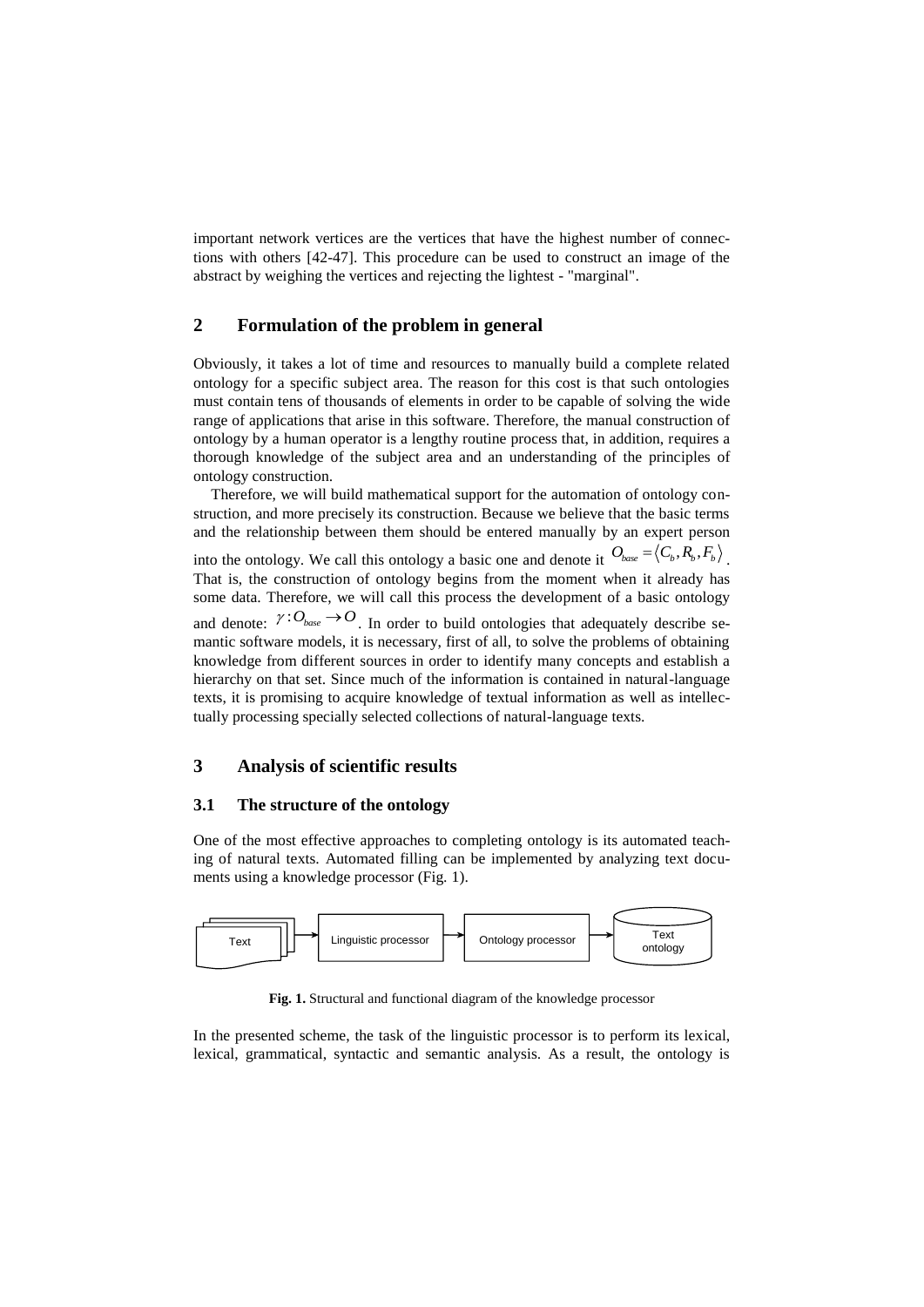important network vertices are the vertices that have the highest number of connections with others [42-47]. This procedure can be used to construct an image of the abstract by weighing the vertices and rejecting the lightest - "marginal".

## 2 Formulation of the problem in general

Obviously, it takes a lot of time and resources to manually build a complete related ontology for a specific subject area. The reason for this cost is that such ontologies must contain tens of thousands of elements in order to be capable of solving the wide range of applications that arise in this software. Therefore, the manual construction of ontology by a human operator is a lengthy routine process that, in addition, requires a thorough knowledge of the subject area and an understanding of the principles of ontology construction.

Therefore, we will build mathematical support for the automation of ontology construction, and more precisely its construction. Because we believe that the basic terms and the relationship between them should be entered manually by an expert person into the ontology. We call this ontology a basic one and denote it $O_{base} = \langle C_b, R_b, F_b \rangle$. That is, the construction of ontology begins from the moment when it already has some data. Therefore, we will call this process the development of a basic ontology and denote: $\gamma : O_{base} \rightarrow O$. In order to build ontologies that adequately describe semantic software models, it is necessary, first of all, to solve the problems of obtaining knowledge from different sources in order to identify many concepts and establish a hierarchy on that set. Since much of the information is contained in natural-language texts, it is promising to acquire knowledge of textual information as well as intellectually processing specially selected collections of natural-language texts.

## 3 Analysis of scientific results

### 3.1 The structure of the ontology

One of the most effective approaches to completing ontology is its automated teaching of natural texts. Automated filling can be implemented by analyzing text documents using a knowledge processor (Fig. 1).

Text → Linguistic processor → Ontology processor → Text ontology

**Fig. 1.** Structural and functional diagram of the knowledge processor

In the presented scheme, the task of the linguistic processor is to perform its lexical, lexical, grammatical, syntactic and semantic analysis. As a result, the ontology is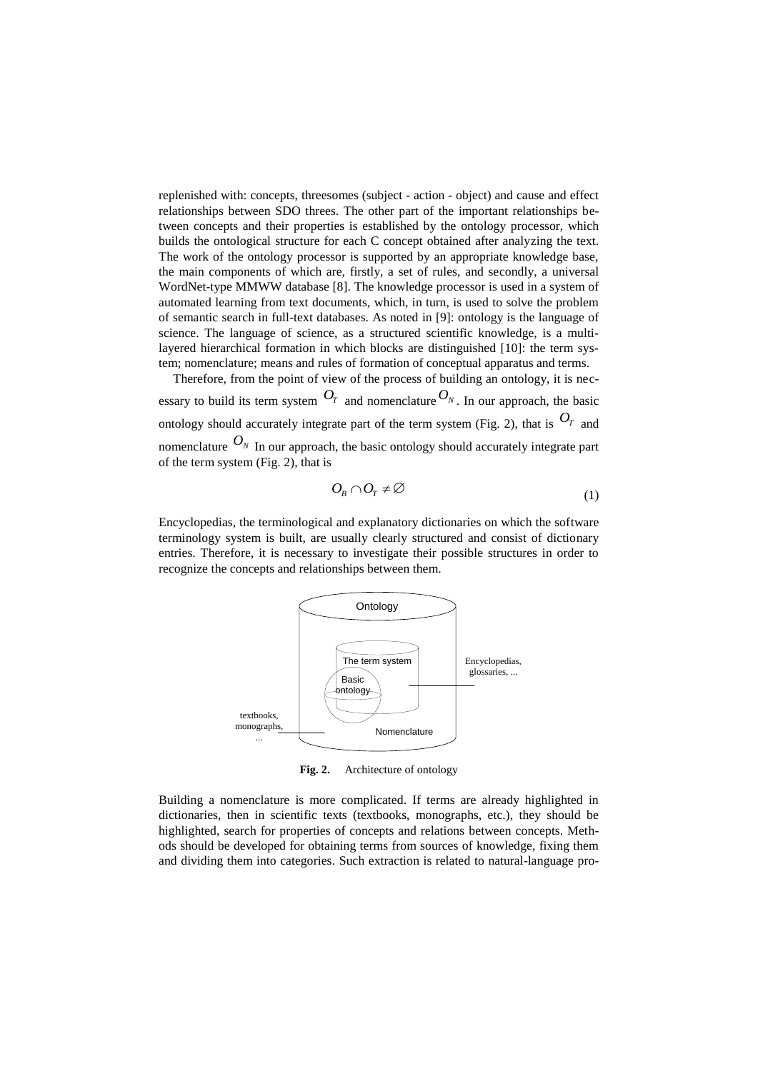replenished with: concepts, threesomes (subject - action - object) and cause and effect relationships between SDO threes. The other part of the important relationships between concepts and their properties is established by the ontology processor, which builds the ontological structure for each C concept obtained after analyzing the text. The work of the ontology processor is supported by an appropriate knowledge base, the main components of which are, firstly, a set of rules, and secondly, a universal WordNet-type MMWW database [8]. The knowledge processor is used in a system of automated learning from text documents, which, in turn, is used to solve the problem of semantic search in full-text databases. As noted in [9]: ontology is the language of science. The language of science, as a structured scientific knowledge, is a multi-layered hierarchical formation in which blocks are distinguished [10]: the term system; nomenclature; means and rules of formation of conceptual apparatus and terms.

Therefore, from the point of view of the process of building an ontology, it is necessary to build its term system $O_T$ and nomenclature $O_N$. In our approach, the basic ontology should accurately integrate part of the term system (Fig. 2), that is $O_T$ and nomenclature $O_N$ In our approach, the basic ontology should accurately integrate part of the term system (Fig. 2), that is

$$O_B \cap O_T \neq \varnothing \tag{1}$$

Encyclopedias, the terminological and explanatory dictionaries on which the software terminology system is built, are usually clearly structured and consist of dictionary entries. Therefore, it is necessary to investigate their possible structures in order to recognize the concepts and relationships between them.

Ontology

The term system

Basic ontology

Encyclopedias, glossaries, ...

textbooks, monographs, ...

Nomenclature

**Fig. 2.** Architecture of ontology

Building a nomenclature is more complicated. If terms are already highlighted in dictionaries, then in scientific texts (textbooks, monographs, etc.), they should be highlighted, search for properties of concepts and relations between concepts. Methods should be developed for obtaining terms from sources of knowledge, fixing them and dividing them into categories. Such extraction is related to natural-language pro-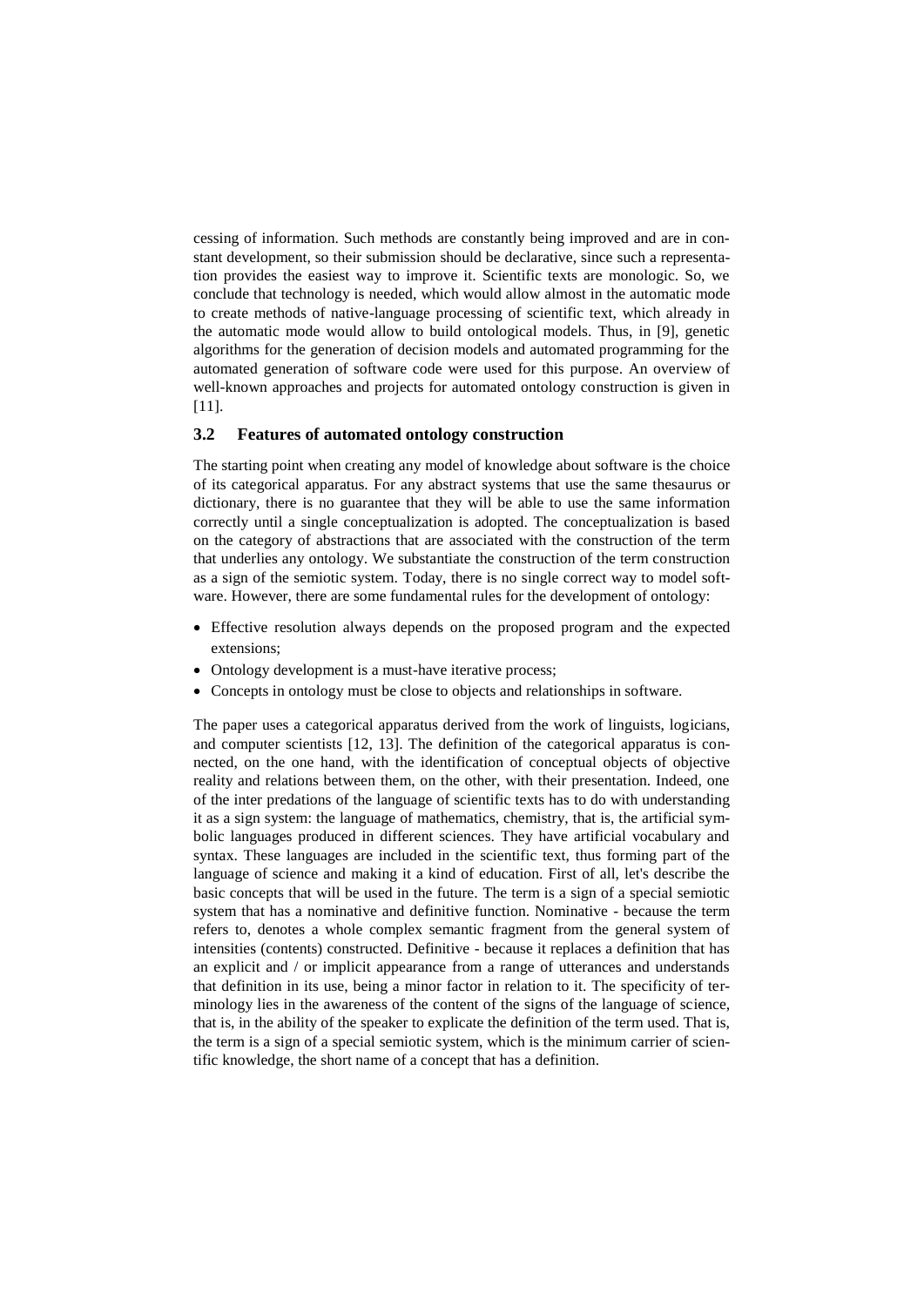cessing of information. Such methods are constantly being improved and are in constant development, so their submission should be declarative, since such a representation provides the easiest way to improve it. Scientific texts are monologic. So, we conclude that technology is needed, which would allow almost in the automatic mode to create methods of native-language processing of scientific text, which already in the automatic mode would allow to build ontological models. Thus, in [9], genetic algorithms for the generation of decision models and automated programming for the automated generation of software code were used for this purpose. An overview of well-known approaches and projects for automated ontology construction is given in [11].

### 3.2 Features of automated ontology construction

The starting point when creating any model of knowledge about software is the choice of its categorical apparatus. For any abstract systems that use the same thesaurus or dictionary, there is no guarantee that they will be able to use the same information correctly until a single conceptualization is adopted. The conceptualization is based on the category of abstractions that are associated with the construction of the term that underlies any ontology. We substantiate the construction of the term construction as a sign of the semiotic system. Today, there is no single correct way to model software. However, there are some fundamental rules for the development of ontology:

- Effective resolution always depends on the proposed program and the expected extensions;
- Ontology development is a must-have iterative process;
- Concepts in ontology must be close to objects and relationships in software.

The paper uses a categorical apparatus derived from the work of linguists, logicians, and computer scientists [12, 13]. The definition of the categorical apparatus is connected, on the one hand, with the identification of conceptual objects of objective reality and relations between them, on the other, with their presentation. Indeed, one of the inter predations of the language of scientific texts has to do with understanding it as a sign system: the language of mathematics, chemistry, that is, the artificial symbolic languages produced in different sciences. They have artificial vocabulary and syntax. These languages are included in the scientific text, thus forming part of the language of science and making it a kind of education. First of all, let's describe the basic concepts that will be used in the future. The term is a sign of a special semiotic system that has a nominative and definitive function. Nominative - because the term refers to, denotes a whole complex semantic fragment from the general system of intensities (contents) constructed. Definitive - because it replaces a definition that has an explicit and / or implicit appearance from a range of utterances and understands that definition in its use, being a minor factor in relation to it. The specificity of terminology lies in the awareness of the content of the signs of the language of science, that is, in the ability of the speaker to explicate the definition of the term used. That is, the term is a sign of a special semiotic system, which is the minimum carrier of scientific knowledge, the short name of a concept that has a definition.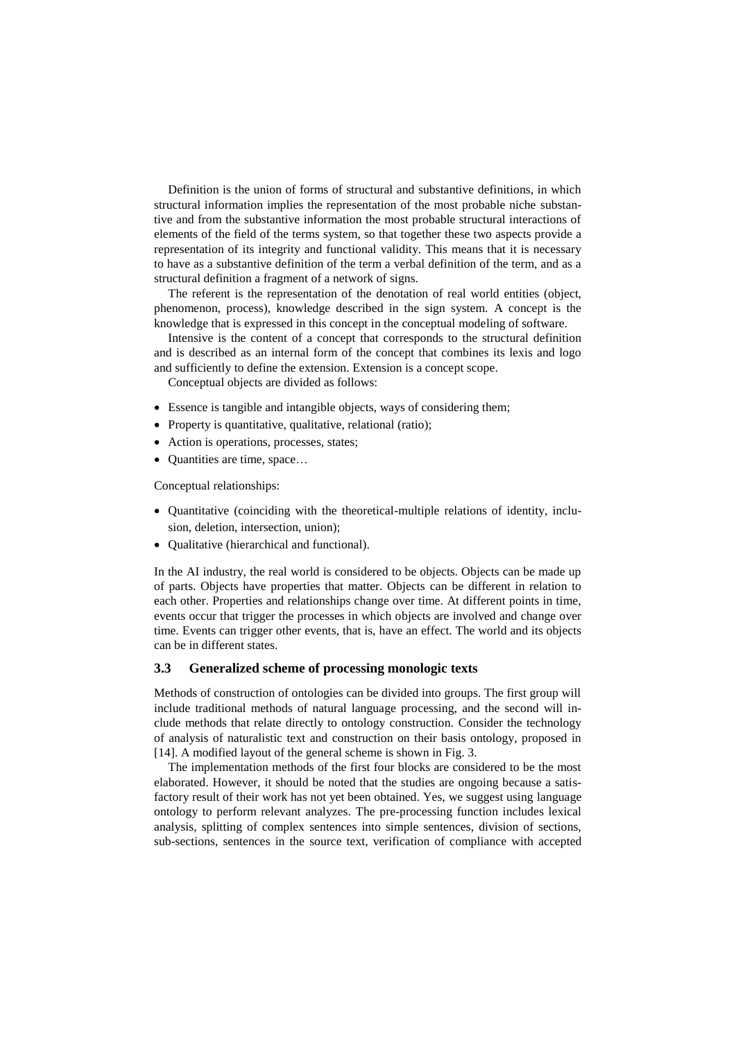Definition is the union of forms of structural and substantive definitions, in which structural information implies the representation of the most probable niche substantive and from the substantive information the most probable structural interactions of elements of the field of the terms system, so that together these two aspects provide a representation of its integrity and functional validity. This means that it is necessary to have as a substantive definition of the term a verbal definition of the term, and as a structural definition a fragment of a network of signs.

The referent is the representation of the denotation of real world entities (object, phenomenon, process), knowledge described in the sign system. A concept is the knowledge that is expressed in this concept in the conceptual modeling of software.

Intensive is the content of a concept that corresponds to the structural definition and is described as an internal form of the concept that combines its lexis and logo and sufficiently to define the extension. Extension is a concept scope.

Conceptual objects are divided as follows:

- Essence is tangible and intangible objects, ways of considering them;
- Property is quantitative, qualitative, relational (ratio);
- Action is operations, processes, states;
- Quantities are time, space…

Conceptual relationships:

- Quantitative (coinciding with the theoretical-multiple relations of identity, inclusion, deletion, intersection, union);
- Qualitative (hierarchical and functional).

In the AI industry, the real world is considered to be objects. Objects can be made up of parts. Objects have properties that matter. Objects can be different in relation to each other. Properties and relationships change over time. At different points in time, events occur that trigger the processes in which objects are involved and change over time. Events can trigger other events, that is, have an effect. The world and its objects can be in different states.

### 3.3 Generalized scheme of processing monologic texts

Methods of construction of ontologies can be divided into groups. The first group will include traditional methods of natural language processing, and the second will include methods that relate directly to ontology construction. Consider the technology of analysis of naturalistic text and construction on their basis ontology, proposed in [14]. A modified layout of the general scheme is shown in Fig. 3.

The implementation methods of the first four blocks are considered to be the most elaborated. However, it should be noted that the studies are ongoing because a satisfactory result of their work has not yet been obtained. Yes, we suggest using language ontology to perform relevant analyzes. The pre-processing function includes lexical analysis, splitting of complex sentences into simple sentences, division of sections, sub-sections, sentences in the source text, verification of compliance with accepted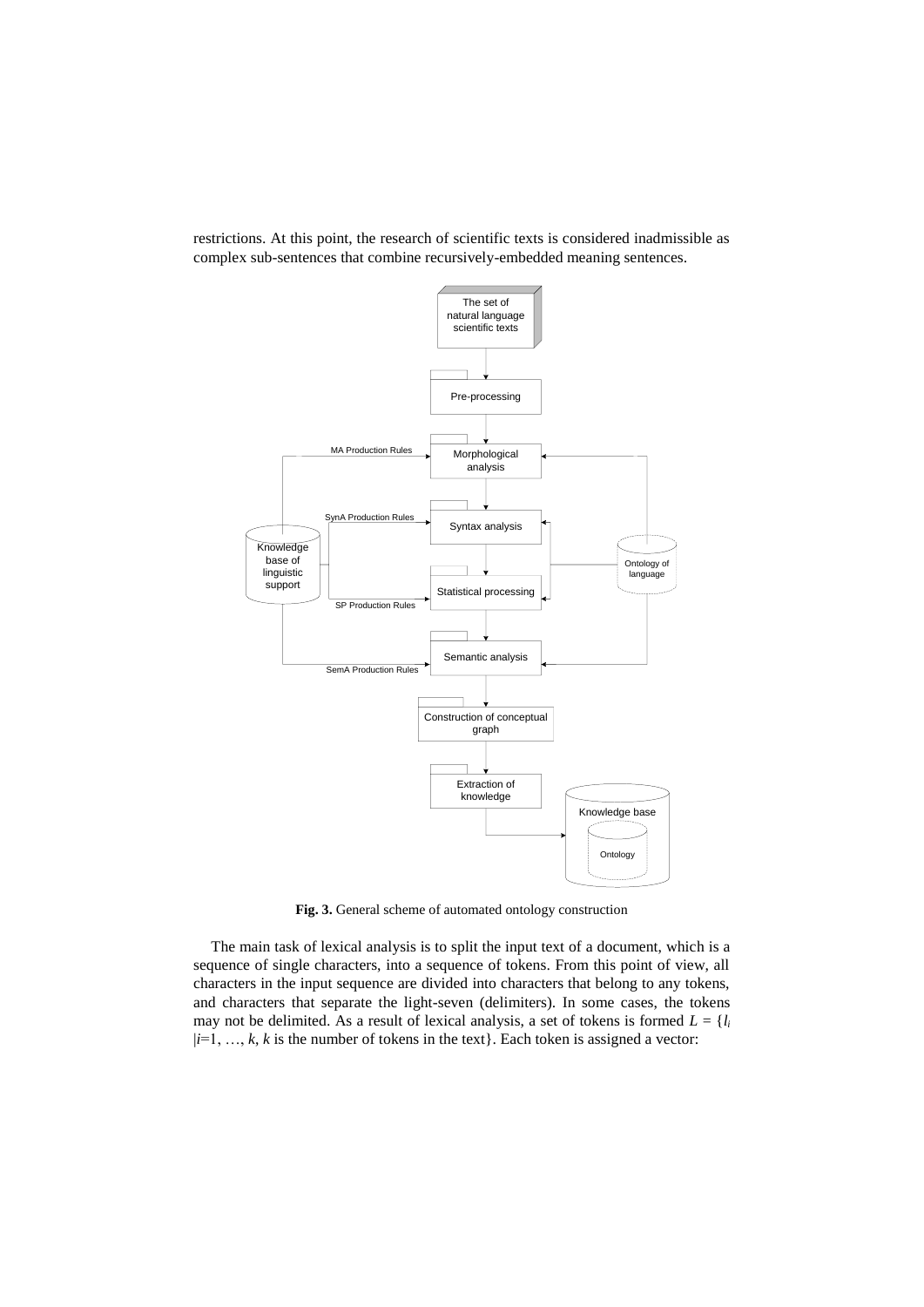restrictions. At this point, the research of scientific texts is considered inadmissible as complex sub-sentences that combine recursively-embedded meaning sentences.

**Fig. 3.** General scheme of automated ontology construction

The main task of lexical analysis is to split the input text of a document, which is a sequence of single characters, into a sequence of tokens. From this point of view, all characters in the input sequence are divided into characters that belong to any tokens, and characters that separate the light-seven (delimiters). In some cases, the tokens may not be delimited. As a result of lexical analysis, a set of tokens is formed $L = \{l_i \mid i=1, \ldots, k$, $k$ is the number of tokens in the text$\}$. Each token is assigned a vector: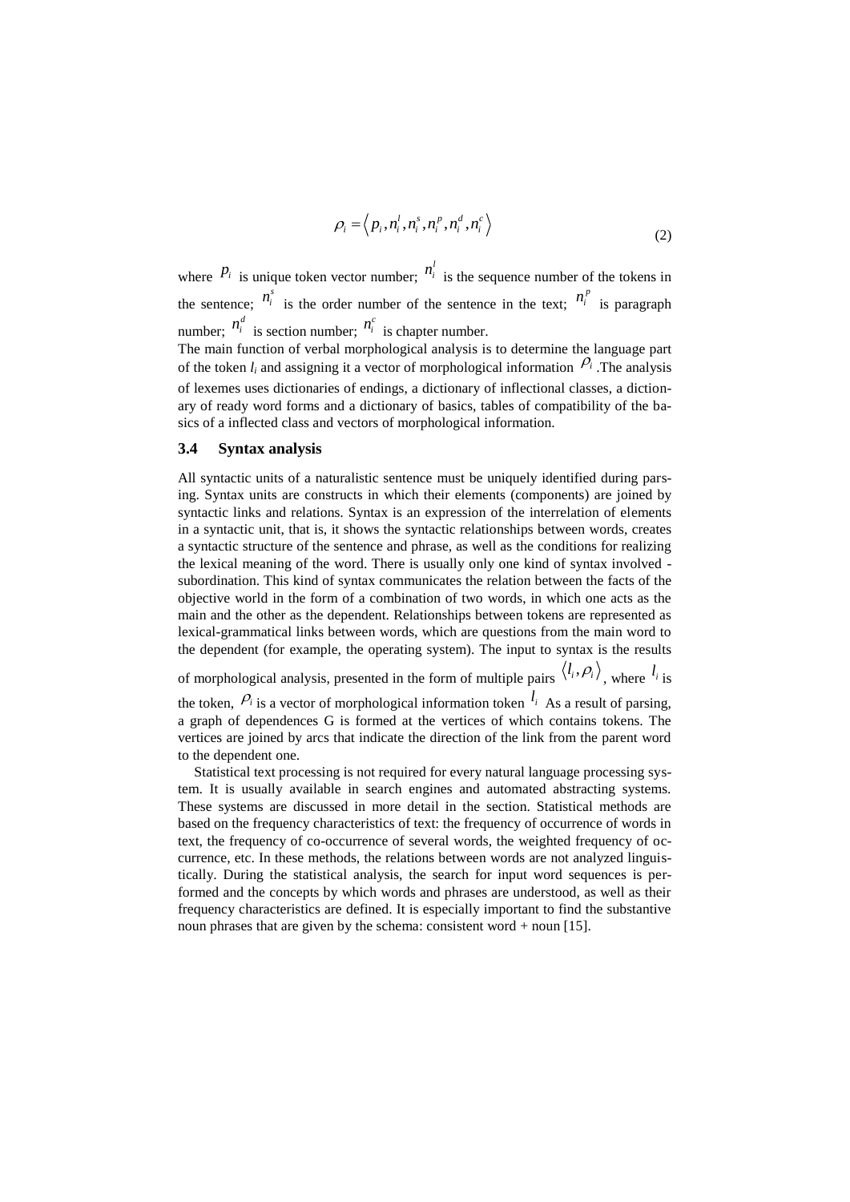$$\rho_i = \left\langle p_i, n_i^l, n_i^s, n_i^p, n_i^d, n_i^c \right\rangle \tag{2}$$

where $p_i$ is unique token vector number; $n_i^l$ is the sequence number of the tokens in the sentence; $n_i^s$ is the order number of the sentence in the text; $n_i^p$ is paragraph number; $n_i^d$ is section number; $n_i^c$ is chapter number.

The main function of verbal morphological analysis is to determine the language part of the token $l_i$ and assigning it a vector of morphological information $\rho_i$ .The analysis of lexemes uses dictionaries of endings, a dictionary of inflectional classes, a dictionary of ready word forms and a dictionary of basics, tables of compatibility of the basics of a inflected class and vectors of morphological information.

### 3.4 Syntax analysis

All syntactic units of a naturalistic sentence must be uniquely identified during parsing. Syntax units are constructs in which their elements (components) are joined by syntactic links and relations. Syntax is an expression of the interrelation of elements in a syntactic unit, that is, it shows the syntactic relationships between words, creates a syntactic structure of the sentence and phrase, as well as the conditions for realizing the lexical meaning of the word. There is usually only one kind of syntax involved - subordination. This kind of syntax communicates the relation between the facts of the objective world in the form of a combination of two words, in which one acts as the main and the other as the dependent. Relationships between tokens are represented as lexical-grammatical links between words, which are questions from the main word to the dependent (for example, the operating system). The input to syntax is the results of morphological analysis, presented in the form of multiple pairs $\left\langle l_i, \rho_i \right\rangle$, where $l_i$ is the token, $\rho_i$ is a vector of morphological information token $l_i$ As a result of parsing, a graph of dependences G is formed at the vertices of which contains tokens. The vertices are joined by arcs that indicate the direction of the link from the parent word to the dependent one.

Statistical text processing is not required for every natural language processing system. It is usually available in search engines and automated abstracting systems. These systems are discussed in more detail in the section. Statistical methods are based on the frequency characteristics of text: the frequency of occurrence of words in text, the frequency of co-occurrence of several words, the weighted frequency of occurrence, etc. In these methods, the relations between words are not analyzed linguistically. During the statistical analysis, the search for input word sequences is performed and the concepts by which words and phrases are understood, as well as their frequency characteristics are defined. It is especially important to find the substantive noun phrases that are given by the schema: consistent word + noun [15].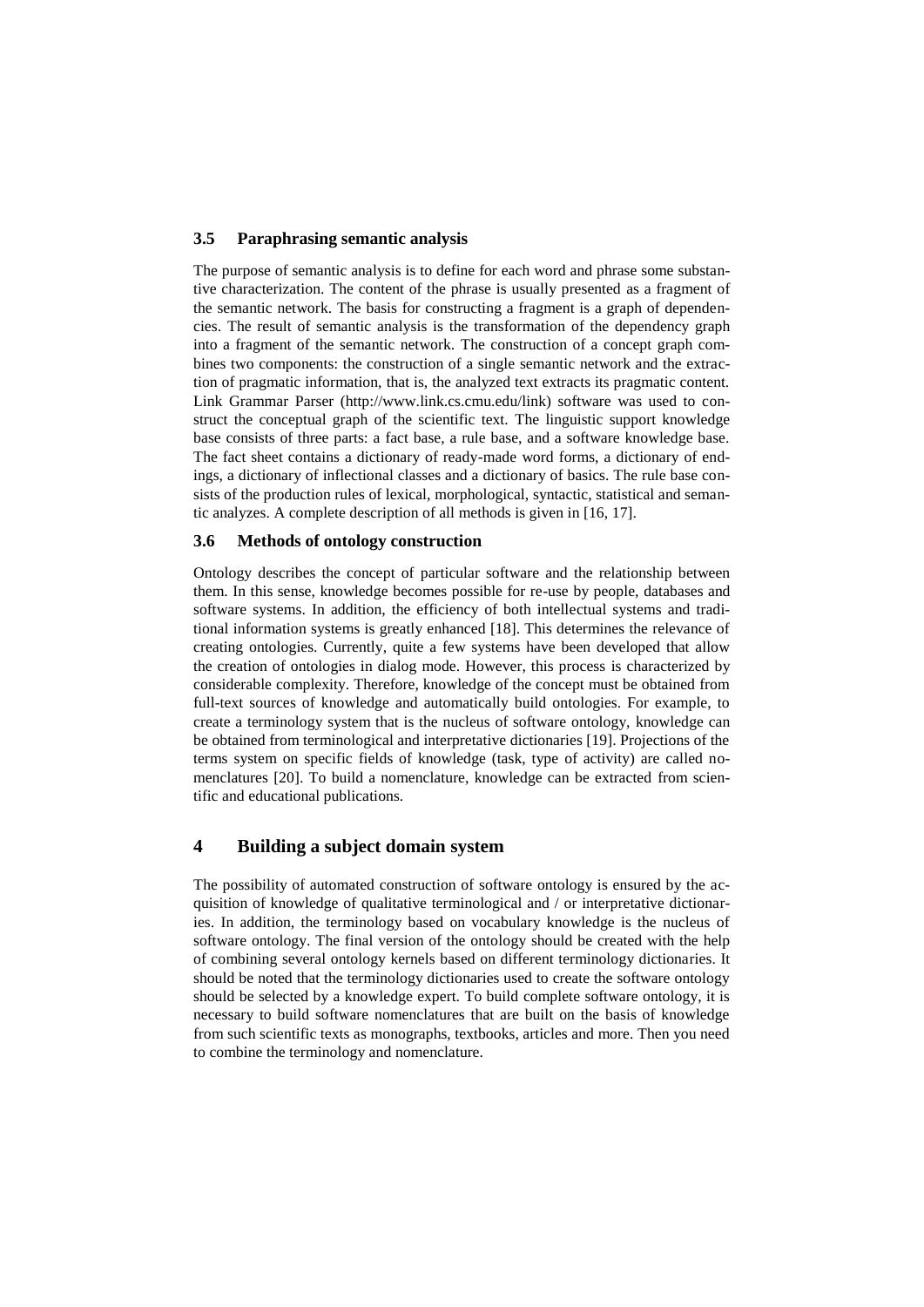### 3.5 Paraphrasing semantic analysis

The purpose of semantic analysis is to define for each word and phrase some substantive characterization. The content of the phrase is usually presented as a fragment of the semantic network. The basis for constructing a fragment is a graph of dependencies. The result of semantic analysis is the transformation of the dependency graph into a fragment of the semantic network. The construction of a concept graph combines two components: the construction of a single semantic network and the extraction of pragmatic information, that is, the analyzed text extracts its pragmatic content. Link Grammar Parser (http://www.link.cs.cmu.edu/link) software was used to construct the conceptual graph of the scientific text. The linguistic support knowledge base consists of three parts: a fact base, a rule base, and a software knowledge base. The fact sheet contains a dictionary of ready-made word forms, a dictionary of endings, a dictionary of inflectional classes and a dictionary of basics. The rule base consists of the production rules of lexical, morphological, syntactic, statistical and semantic analyzes. A complete description of all methods is given in [16, 17].

### 3.6 Methods of ontology construction

Ontology describes the concept of particular software and the relationship between them. In this sense, knowledge becomes possible for re-use by people, databases and software systems. In addition, the efficiency of both intellectual systems and traditional information systems is greatly enhanced [18]. This determines the relevance of creating ontologies. Currently, quite a few systems have been developed that allow the creation of ontologies in dialog mode. However, this process is characterized by considerable complexity. Therefore, knowledge of the concept must be obtained from full-text sources of knowledge and automatically build ontologies. For example, to create a terminology system that is the nucleus of software ontology, knowledge can be obtained from terminological and interpretative dictionaries [19]. Projections of the terms system on specific fields of knowledge (task, type of activity) are called nomenclatures [20]. To build a nomenclature, knowledge can be extracted from scientific and educational publications.

## 4 Building a subject domain system

The possibility of automated construction of software ontology is ensured by the acquisition of knowledge of qualitative terminological and / or interpretative dictionaries. In addition, the terminology based on vocabulary knowledge is the nucleus of software ontology. The final version of the ontology should be created with the help of combining several ontology kernels based on different terminology dictionaries. It should be noted that the terminology dictionaries used to create the software ontology should be selected by a knowledge expert. To build complete software ontology, it is necessary to build software nomenclatures that are built on the basis of knowledge from such scientific texts as monographs, textbooks, articles and more. Then you need to combine the terminology and nomenclature.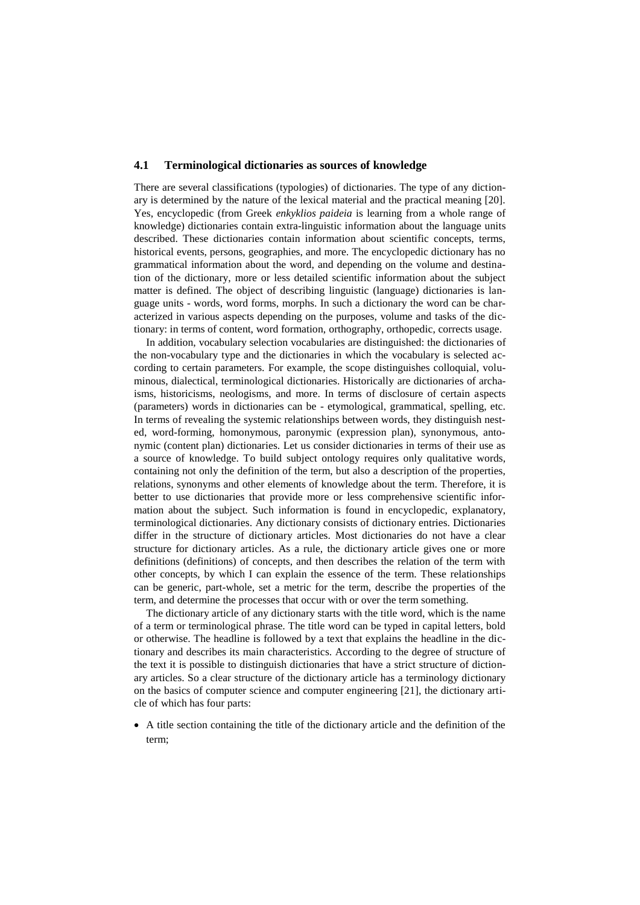### 4.1 Terminological dictionaries as sources of knowledge

There are several classifications (typologies) of dictionaries. The type of any dictionary is determined by the nature of the lexical material and the practical meaning [20]. Yes, encyclopedic (from Greek *enkyklios paideia* is learning from a whole range of knowledge) dictionaries contain extra-linguistic information about the language units described. These dictionaries contain information about scientific concepts, terms, historical events, persons, geographies, and more. The encyclopedic dictionary has no grammatical information about the word, and depending on the volume and destination of the dictionary, more or less detailed scientific information about the subject matter is defined. The object of describing linguistic (language) dictionaries is language units - words, word forms, morphs. In such a dictionary the word can be characterized in various aspects depending on the purposes, volume and tasks of the dictionary: in terms of content, word formation, orthography, orthopedic, corrects usage.

In addition, vocabulary selection vocabularies are distinguished: the dictionaries of the non-vocabulary type and the dictionaries in which the vocabulary is selected according to certain parameters. For example, the scope distinguishes colloquial, voluminous, dialectical, terminological dictionaries. Historically are dictionaries of archaisms, historicisms, neologisms, and more. In terms of disclosure of certain aspects (parameters) words in dictionaries can be - etymological, grammatical, spelling, etc. In terms of revealing the systemic relationships between words, they distinguish nested, word-forming, homonymous, paronymic (expression plan), synonymous, antonymic (content plan) dictionaries. Let us consider dictionaries in terms of their use as a source of knowledge. To build subject ontology requires only qualitative words, containing not only the definition of the term, but also a description of the properties, relations, synonyms and other elements of knowledge about the term. Therefore, it is better to use dictionaries that provide more or less comprehensive scientific information about the subject. Such information is found in encyclopedic, explanatory, terminological dictionaries. Any dictionary consists of dictionary entries. Dictionaries differ in the structure of dictionary articles. Most dictionaries do not have a clear structure for dictionary articles. As a rule, the dictionary article gives one or more definitions (definitions) of concepts, and then describes the relation of the term with other concepts, by which I can explain the essence of the term. These relationships can be generic, part-whole, set a metric for the term, describe the properties of the term, and determine the processes that occur with or over the term something.

The dictionary article of any dictionary starts with the title word, which is the name of a term or terminological phrase. The title word can be typed in capital letters, bold or otherwise. The headline is followed by a text that explains the headline in the dictionary and describes its main characteristics. According to the degree of structure of the text it is possible to distinguish dictionaries that have a strict structure of dictionary articles. So a clear structure of the dictionary article has a terminology dictionary on the basics of computer science and computer engineering [21], the dictionary article of which has four parts:

- A title section containing the title of the dictionary article and the definition of the term;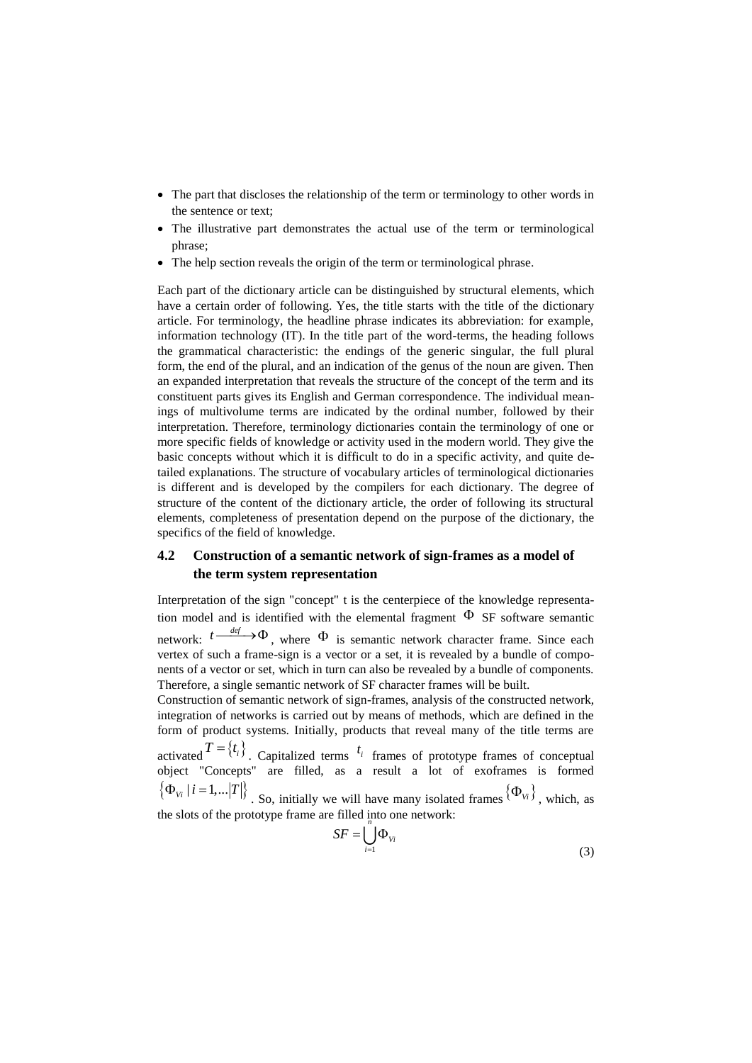- The part that discloses the relationship of the term or terminology to other words in the sentence or text;
- The illustrative part demonstrates the actual use of the term or terminological phrase;
- The help section reveals the origin of the term or terminological phrase.

Each part of the dictionary article can be distinguished by structural elements, which have a certain order of following. Yes, the title starts with the title of the dictionary article. For terminology, the headline phrase indicates its abbreviation: for example, information technology (IT). In the title part of the word-terms, the heading follows the grammatical characteristic: the endings of the generic singular, the full plural form, the end of the plural, and an indication of the genus of the noun are given. Then an expanded interpretation that reveals the structure of the concept of the term and its constituent parts gives its English and German correspondence. The individual meanings of multivolume terms are indicated by the ordinal number, followed by their interpretation. Therefore, terminology dictionaries contain the terminology of one or more specific fields of knowledge or activity used in the modern world. They give the basic concepts without which it is difficult to do in a specific activity, and quite detailed explanations. The structure of vocabulary articles of terminological dictionaries is different and is developed by the compilers for each dictionary. The degree of structure of the content of the dictionary article, the order of following its structural elements, completeness of presentation depend on the purpose of the dictionary, the specifics of the field of knowledge.

### 4.2 Construction of a semantic network of sign-frames as a model of the term system representation

Interpretation of the sign "concept" t is the centerpiece of the knowledge representation model and is identified with the elemental fragment $\Phi$ SF software semantic network: $t \xrightarrow{def} \Phi$, where $\Phi$ is semantic network character frame. Since each vertex of such a frame-sign is a vector or a set, it is revealed by a bundle of components of a vector or set, which in turn can also be revealed by a bundle of components. Therefore, a single semantic network of SF character frames will be built.

Construction of semantic network of sign-frames, analysis of the constructed network, integration of networks is carried out by means of methods, which are defined in the form of product systems. Initially, products that reveal many of the title terms are activated $T = \{t_i\}$. Capitalized terms $t_i$ frames of prototype frames of conceptual object "Concepts" are filled, as a result a lot of exoframes is formed $\{\Phi_{Vi} \mid i = 1, \ldots |T|\}$. So, initially we will have many isolated frames $\{\Phi_{Vi}\}$, which, as the slots of the prototype frame are filled into one network:

$$SF = \bigcup_{i=1}^{n} \Phi_{Vi} \tag{3}$$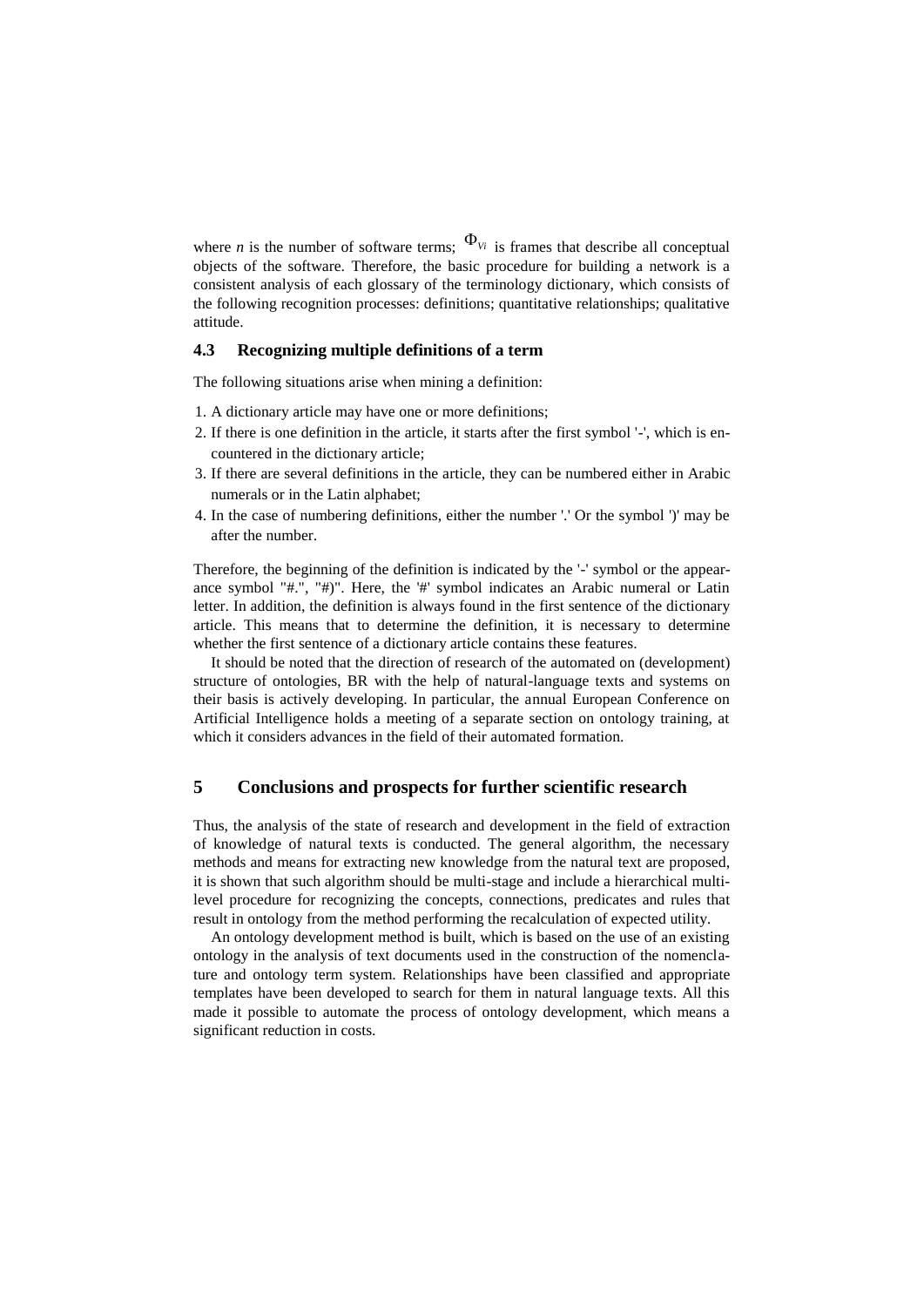where $n$ is the number of software terms; $\Phi_{Vi}$ is frames that describe all conceptual objects of the software. Therefore, the basic procedure for building a network is a consistent analysis of each glossary of the terminology dictionary, which consists of the following recognition processes: definitions; quantitative relationships; qualitative attitude.

### 4.3 Recognizing multiple definitions of a term

The following situations arise when mining a definition:

1. A dictionary article may have one or more definitions;
2. If there is one definition in the article, it starts after the first symbol '-', which is encountered in the dictionary article;
3. If there are several definitions in the article, they can be numbered either in Arabic numerals or in the Latin alphabet;
4. In the case of numbering definitions, either the number '.' Or the symbol ')' may be after the number.

Therefore, the beginning of the definition is indicated by the '-' symbol or the appearance symbol "#.", "#)". Here, the '#' symbol indicates an Arabic numeral or Latin letter. In addition, the definition is always found in the first sentence of the dictionary article. This means that to determine the definition, it is necessary to determine whether the first sentence of a dictionary article contains these features.

It should be noted that the direction of research of the automated on (development) structure of ontologies, BR with the help of natural-language texts and systems on their basis is actively developing. In particular, the annual European Conference on Artificial Intelligence holds a meeting of a separate section on ontology training, at which it considers advances in the field of their automated formation.

## 5 Conclusions and prospects for further scientific research

Thus, the analysis of the state of research and development in the field of extraction of knowledge of natural texts is conducted. The general algorithm, the necessary methods and means for extracting new knowledge from the natural text are proposed, it is shown that such algorithm should be multi-stage and include a hierarchical multi-level procedure for recognizing the concepts, connections, predicates and rules that result in ontology from the method performing the recalculation of expected utility.

An ontology development method is built, which is based on the use of an existing ontology in the analysis of text documents used in the construction of the nomenclature and ontology term system. Relationships have been classified and appropriate templates have been developed to search for them in natural language texts. All this made it possible to automate the process of ontology development, which means a significant reduction in costs.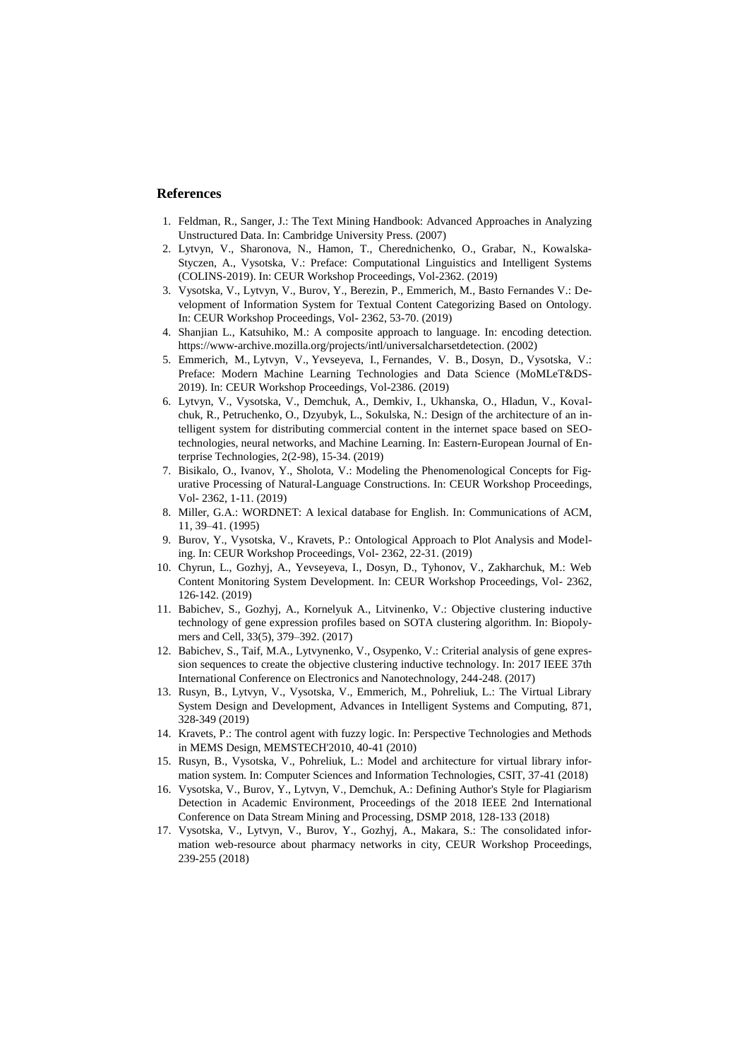## References

1. Feldman, R., Sanger, J.: The Text Mining Handbook: Advanced Approaches in Analyzing Unstructured Data. In: Cambridge University Press. (2007)
2. Lytvyn, V., Sharonova, N., Hamon, T., Cherednichenko, O., Grabar, N., Kowalska-Styczen, A., Vysotska, V.: Preface: Computational Linguistics and Intelligent Systems (COLINS-2019). In: CEUR Workshop Proceedings, Vol-2362. (2019)
3. Vysotska, V., Lytvyn, V., Burov, Y., Berezin, P., Emmerich, M., Basto Fernandes V.: Development of Information System for Textual Content Categorizing Based on Ontology. In: CEUR Workshop Proceedings, Vol- 2362, 53-70. (2019)
4. Shanjian L., Katsuhiko, M.: A composite approach to language. In: encoding detection. https://www-archive.mozilla.org/projects/intl/universalcharsetdetection. (2002)
5. Emmerich, M., Lytvyn, V., Yevseyeva, I., Fernandes, V. B., Dosyn, D., Vysotska, V.: Preface: Modern Machine Learning Technologies and Data Science (MoMLeT&DS-2019). In: CEUR Workshop Proceedings, Vol-2386. (2019)
6. Lytvyn, V., Vysotska, V., Demchuk, A., Demkiv, I., Ukhanska, O., Hladun, V., Kovalchuk, R., Petruchenko, O., Dzyubyk, L., Sokulska, N.: Design of the architecture of an intelligent system for distributing commercial content in the internet space based on SEO-technologies, neural networks, and Machine Learning. In: Eastern-European Journal of Enterprise Technologies, 2(2-98), 15-34. (2019)
7. Bisikalo, O., Ivanov, Y., Sholota, V.: Modeling the Phenomenological Concepts for Figurative Processing of Natural-Language Constructions. In: CEUR Workshop Proceedings, Vol- 2362, 1-11. (2019)
8. Miller, G.A.: WORDNET: A lexical database for English. In: Communications of ACM, 11, 39–41. (1995)
9. Burov, Y., Vysotska, V., Kravets, P.: Ontological Approach to Plot Analysis and Modeling. In: CEUR Workshop Proceedings, Vol- 2362, 22-31. (2019)
10. Chyrun, L., Gozhyj, A., Yevseyeva, I., Dosyn, D., Tyhonov, V., Zakharchuk, M.: Web Content Monitoring System Development. In: CEUR Workshop Proceedings, Vol- 2362, 126-142. (2019)
11. Babichev, S., Gozhyj, A., Kornelyuk A., Litvinenko, V.: Objective clustering inductive technology of gene expression profiles based on SOTA clustering algorithm. In: Biopolymers and Cell, 33(5), 379–392. (2017)
12. Babichev, S., Taif, M.A., Lytvynenko, V., Osypenko, V.: Criterial analysis of gene expression sequences to create the objective clustering inductive technology. In: 2017 IEEE 37th International Conference on Electronics and Nanotechnology, 244-248. (2017)
13. Rusyn, B., Lytvyn, V., Vysotska, V., Emmerich, M., Pohreliuk, L.: The Virtual Library System Design and Development, Advances in Intelligent Systems and Computing, 871, 328-349 (2019)
14. Kravets, P.: The control agent with fuzzy logic. In: Perspective Technologies and Methods in MEMS Design, MEMSTECH'2010, 40-41 (2010)
15. Rusyn, B., Vysotska, V., Pohreliuk, L.: Model and architecture for virtual library information system. In: Computer Sciences and Information Technologies, CSIT, 37-41 (2018)
16. Vysotska, V., Burov, Y., Lytvyn, V., Demchuk, A.: Defining Author's Style for Plagiarism Detection in Academic Environment, Proceedings of the 2018 IEEE 2nd International Conference on Data Stream Mining and Processing, DSMP 2018, 128-133 (2018)
17. Vysotska, V., Lytvyn, V., Burov, Y., Gozhyj, A., Makara, S.: The consolidated information web-resource about pharmacy networks in city, CEUR Workshop Proceedings, 239-255 (2018)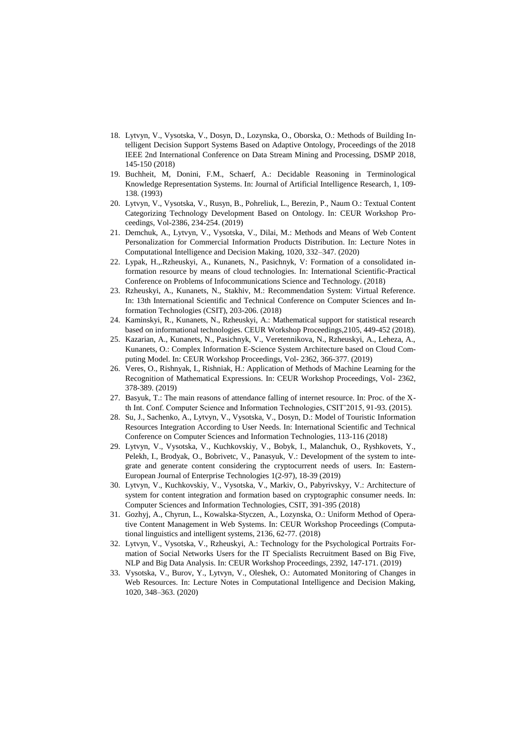18. Lytvyn, V., Vysotska, V., Dosyn, D., Lozynska, O., Oborska, O.: Methods of Building Intelligent Decision Support Systems Based on Adaptive Ontology, Proceedings of the 2018 IEEE 2nd International Conference on Data Stream Mining and Processing, DSMP 2018, 145-150 (2018)
19. Buchheit, M, Donini, F.M., Schaerf, A.: Decidable Reasoning in Terminological Knowledge Representation Systems. In: Journal of Artificial Intelligence Research, 1, 109-138. (1993)
20. Lytvyn, V., Vysotska, V., Rusyn, B., Pohreliuk, L., Berezin, P., Naum O.: Textual Content Categorizing Technology Development Based on Ontology. In: CEUR Workshop Proceedings, Vol-2386, 234-254. (2019)
21. Demchuk, A., Lytvyn, V., Vysotska, V., Dilai, M.: Methods and Means of Web Content Personalization for Commercial Information Products Distribution. In: Lecture Notes in Computational Intelligence and Decision Making, 1020, 332–347. (2020)
22. Lypak, H.,.Rzheuskyi, A., Kunanets, N., Pasichnyk, V: Formation of a consolidated information resource by means of cloud technologies. In: International Scientific-Practical Conference on Problems of Infocommunications Science and Technology. (2018)
23. Rzheuskyi, A., Kunanets, N., Stakhiv, M.: Recommendation System: Virtual Reference. In: 13th International Scientific and Technical Conference on Computer Sciences and Information Technologies (CSIT), 203-206. (2018)
24. Kaminskyi, R., Kunanets, N., Rzheuskyi, A.: Mathematical support for statistical research based on informational technologies. CEUR Workshop Proceedings,2105, 449-452 (2018).
25. Kazarian, A., Kunanets, N., Pasichnyk, V., Veretennikova, N., Rzheuskyi, A., Leheza, A., Kunanets, O.: Complex Information E-Science System Architecture based on Cloud Computing Model. In: CEUR Workshop Proceedings, Vol- 2362, 366-377. (2019)
26. Veres, O., Rishnyak, I., Rishniak, H.: Application of Methods of Machine Learning for the Recognition of Mathematical Expressions. In: CEUR Workshop Proceedings, Vol- 2362, 378-389. (2019)
27. Basyuk, T.: The main reasons of attendance falling of internet resource. In: Proc. of the X-th Int. Conf. Computer Science and Information Technologies, CSIT'2015, 91-93. (2015).
28. Su, J., Sachenko, A., Lytvyn, V., Vysotska, V., Dosyn, D.: Model of Touristic Information Resources Integration According to User Needs. In: International Scientific and Technical Conference on Computer Sciences and Information Technologies, 113-116 (2018)
29. Lytvyn, V., Vysotska, V., Kuchkovskiy, V., Bobyk, I., Malanchuk, O., Ryshkovets, Y., Pelekh, I., Brodyak, O., Bobrivetc, V., Panasyuk, V.: Development of the system to integrate and generate content considering the cryptocurrent needs of users. In: Eastern-European Journal of Enterprise Technologies 1(2-97), 18-39 (2019)
30. Lytvyn, V., Kuchkovskiy, V., Vysotska, V., Markiv, O., Pabyrivskyy, V.: Architecture of system for content integration and formation based on cryptographic consumer needs. In: Computer Sciences and Information Technologies, CSIT, 391-395 (2018)
31. Gozhyj, A., Chyrun, L., Kowalska-Styczen, A., Lozynska, O.: Uniform Method of Operative Content Management in Web Systems. In: CEUR Workshop Proceedings (Computational linguistics and intelligent systems, 2136, 62-77. (2018)
32. Lytvyn, V., Vysotska, V., Rzheuskyi, A.: Technology for the Psychological Portraits Formation of Social Networks Users for the IT Specialists Recruitment Based on Big Five, NLP and Big Data Analysis. In: CEUR Workshop Proceedings, 2392, 147-171. (2019)
33. Vysotska, V., Burov, Y., Lytvyn, V., Oleshek, O.: Automated Monitoring of Changes in Web Resources. In: Lecture Notes in Computational Intelligence and Decision Making, 1020, 348–363. (2020)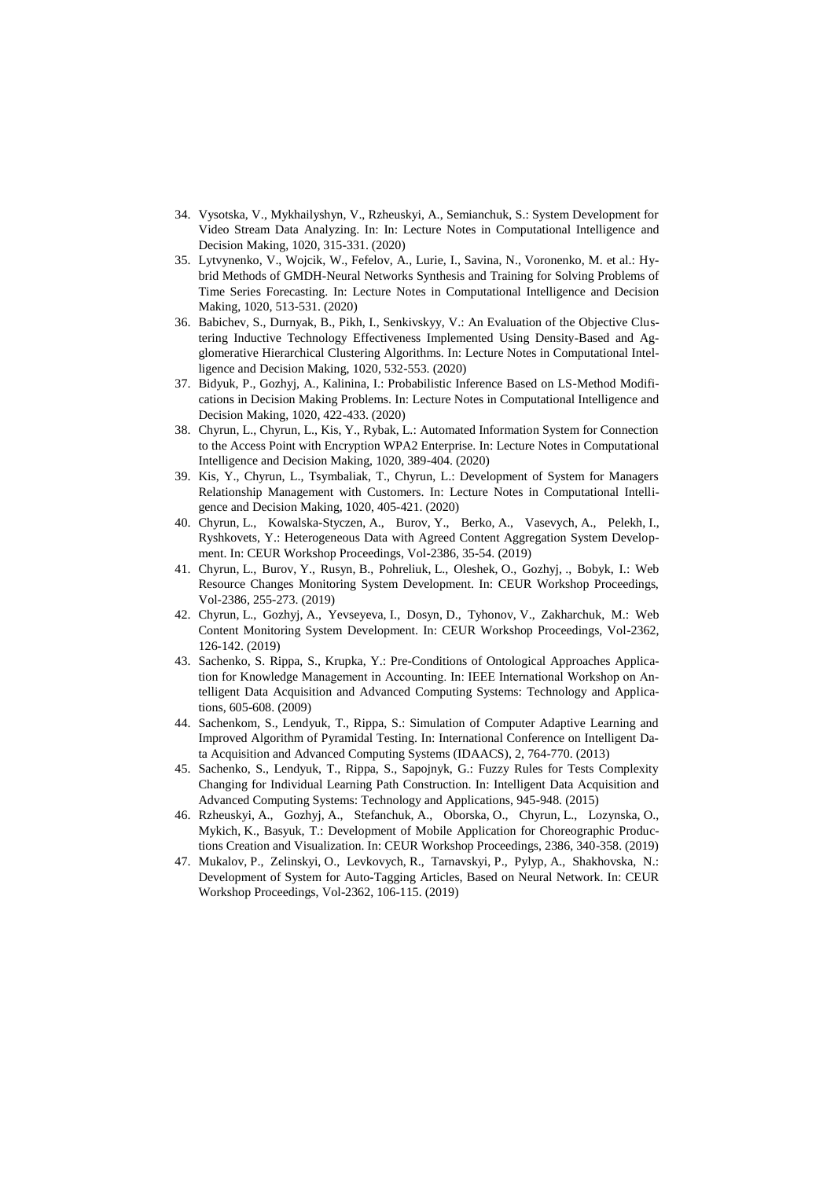34. Vysotska, V., Mykhailyshyn, V., Rzheuskyi, A., Semianchuk, S.: System Development for Video Stream Data Analyzing. In: In: Lecture Notes in Computational Intelligence and Decision Making, 1020, 315-331. (2020)
35. Lytvynenko, V., Wojcik, W., Fefelov, A., Lurie, I., Savina, N., Voronenko, M. et al.: Hybrid Methods of GMDH-Neural Networks Synthesis and Training for Solving Problems of Time Series Forecasting. In: Lecture Notes in Computational Intelligence and Decision Making, 1020, 513-531. (2020)
36. Babichev, S., Durnyak, B., Pikh, I., Senkivskyy, V.: An Evaluation of the Objective Clustering Inductive Technology Effectiveness Implemented Using Density-Based and Agglomerative Hierarchical Clustering Algorithms. In: Lecture Notes in Computational Intelligence and Decision Making, 1020, 532-553. (2020)
37. Bidyuk, P., Gozhyj, A., Kalinina, I.: Probabilistic Inference Based on LS-Method Modifications in Decision Making Problems. In: Lecture Notes in Computational Intelligence and Decision Making, 1020, 422-433. (2020)
38. Chyrun, L., Chyrun, L., Kis, Y., Rybak, L.: Automated Information System for Connection to the Access Point with Encryption WPA2 Enterprise. In: Lecture Notes in Computational Intelligence and Decision Making, 1020, 389-404. (2020)
39. Kis, Y., Chyrun, L., Tsymbaliak, T., Chyrun, L.: Development of System for Managers Relationship Management with Customers. In: Lecture Notes in Computational Intelligence and Decision Making, 1020, 405-421. (2020)
40. Chyrun, L., Kowalska-Styczen, A., Burov, Y., Berko, A., Vasevych, A., Pelekh, I., Ryshkovets, Y.: Heterogeneous Data with Agreed Content Aggregation System Development. In: CEUR Workshop Proceedings, Vol-2386, 35-54. (2019)
41. Chyrun, L., Burov, Y., Rusyn, B., Pohreliuk, L., Oleshek, O., Gozhyj, ., Bobyk, I.: Web Resource Changes Monitoring System Development. In: CEUR Workshop Proceedings, Vol-2386, 255-273. (2019)
42. Chyrun, L., Gozhyj, A., Yevseyeva, I., Dosyn, D., Tyhonov, V., Zakharchuk, M.: Web Content Monitoring System Development. In: CEUR Workshop Proceedings, Vol-2362, 126-142. (2019)
43. Sachenko, S. Rippa, S., Krupka, Y.: Pre-Conditions of Ontological Approaches Application for Knowledge Management in Accounting. In: IEEE International Workshop on Antelligent Data Acquisition and Advanced Computing Systems: Technology and Applications, 605-608. (2009)
44. Sachenkom, S., Lendyuk, T., Rippa, S.: Simulation of Computer Adaptive Learning and Improved Algorithm of Pyramidal Testing. In: International Conference on Intelligent Data Acquisition and Advanced Computing Systems (IDAACS), 2, 764-770. (2013)
45. Sachenko, S., Lendyuk, T., Rippa, S., Sapojnyk, G.: Fuzzy Rules for Tests Complexity Changing for Individual Learning Path Construction. In: Intelligent Data Acquisition and Advanced Computing Systems: Technology and Applications, 945-948. (2015)
46. Rzheuskyi, A., Gozhyj, A., Stefanchuk, A., Oborska, O., Chyrun, L., Lozynska, O., Mykich, K., Basyuk, T.: Development of Mobile Application for Choreographic Productions Creation and Visualization. In: CEUR Workshop Proceedings, 2386, 340-358. (2019)
47. Mukalov, P., Zelinskyi, O., Levkovych, R., Tarnavskyi, P., Pylyp, A., Shakhovska, N.: Development of System for Auto-Tagging Articles, Based on Neural Network. In: CEUR Workshop Proceedings, Vol-2362, 106-115. (2019)